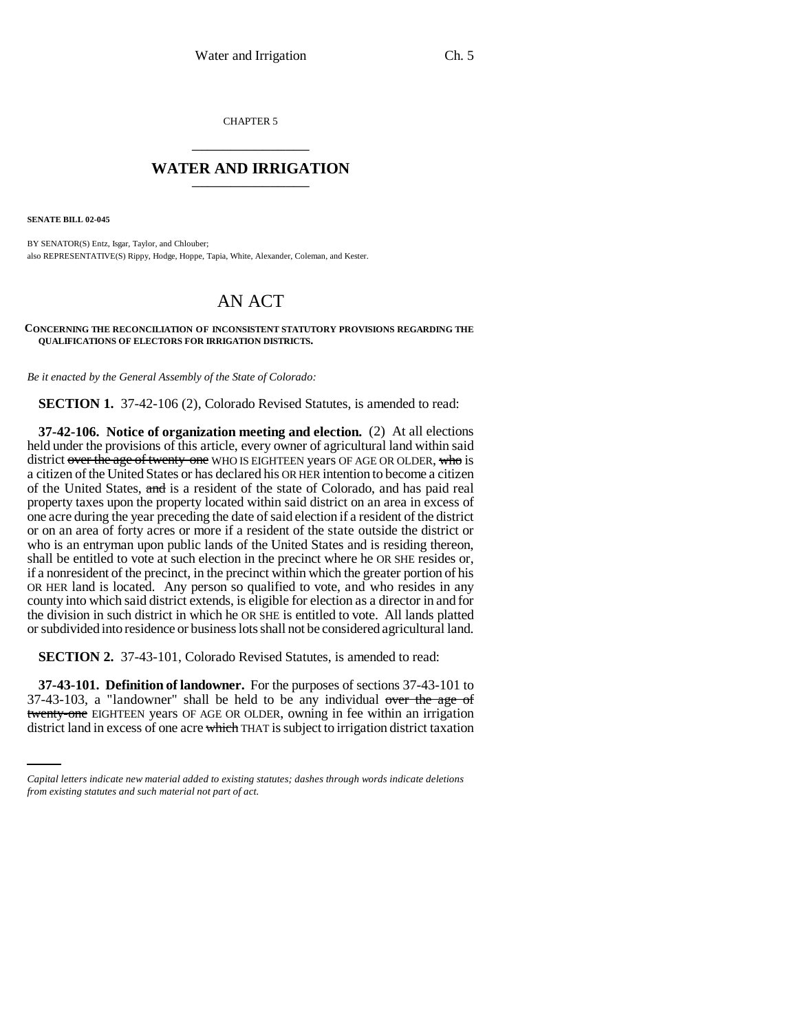CHAPTER 5

# WATER AND IRRIGATION

**SENATE BILL 02-045**

BY SENATOR(S) Entz, Isgar, Taylor, and Chlouber;
also REPRESENTATIVE(S) Rippy, Hodge, Hoppe, Tapia, White, Alexander, Coleman, and Kester.

# AN ACT

**CONCERNING THE RECONCILIATION OF INCONSISTENT STATUTORY PROVISIONS REGARDING THE QUALIFICATIONS OF ELECTORS FOR IRRIGATION DISTRICTS.**

*Be it enacted by the General Assembly of the State of Colorado:*

**SECTION 1.** 37-42-106 (2), Colorado Revised Statutes, is amended to read:

**37-42-106. Notice of organization meeting and election.** (2) At all elections held under the provisions of this article, every owner of agricultural land within said district ~~over the age of twenty-one~~ WHO IS EIGHTEEN years OF AGE OR OLDER, ~~who~~ is a citizen of the United States or has declared his OR HER intention to become a citizen of the United States, ~~and~~ is a resident of the state of Colorado, and has paid real property taxes upon the property located within said district on an area in excess of one acre during the year preceding the date of said election if a resident of the district or on an area of forty acres or more if a resident of the state outside the district or who is an entryman upon public lands of the United States and is residing thereon, shall be entitled to vote at such election in the precinct where he OR SHE resides or, if a nonresident of the precinct, in the precinct within which the greater portion of his OR HER land is located. Any person so qualified to vote, and who resides in any county into which said district extends, is eligible for election as a director in and for the division in such district in which he OR SHE is entitled to vote. All lands platted or subdivided into residence or business lots shall not be considered agricultural land.

**SECTION 2.** 37-43-101, Colorado Revised Statutes, is amended to read:

**37-43-101. Definition of landowner.** For the purposes of sections 37-43-101 to 37-43-103, a "landowner" shall be held to be any individual ~~over the age of twenty-one~~ EIGHTEEN years OF AGE OR OLDER, owning in fee within an irrigation district land in excess of one acre ~~which~~ THAT is subject to irrigation district taxation

*Capital letters indicate new material added to existing statutes; dashes through words indicate deletions from existing statutes and such material not part of act.*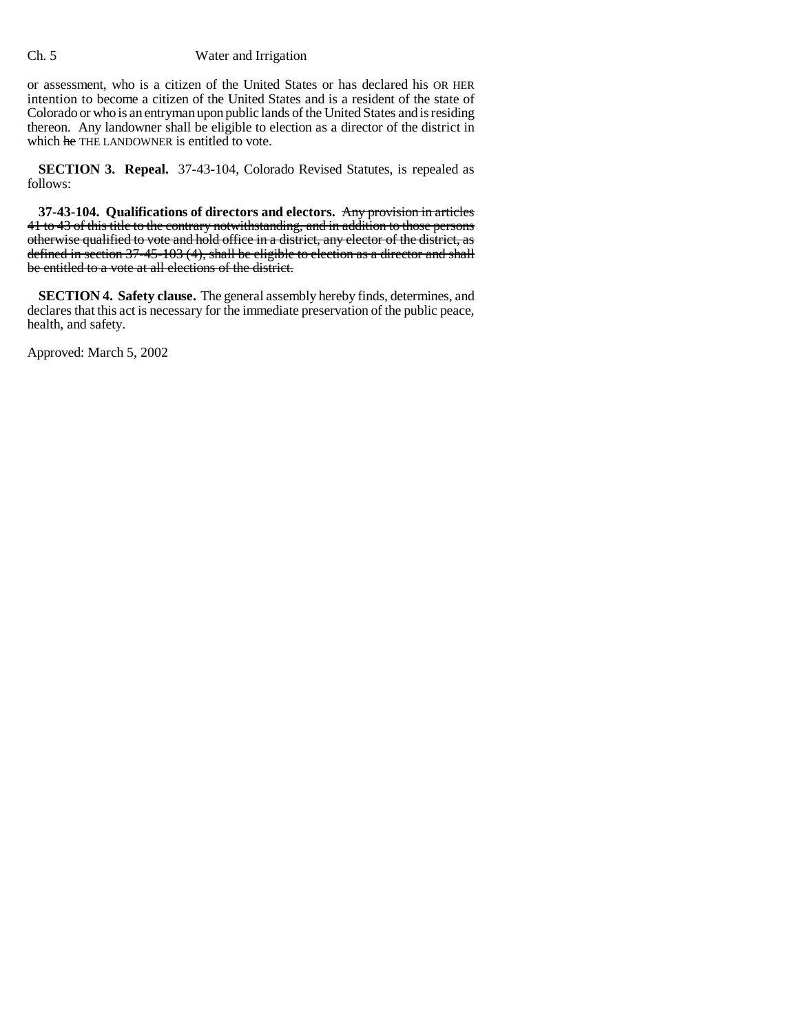or assessment, who is a citizen of the United States or has declared his OR HER intention to become a citizen of the United States and is a resident of the state of Colorado or who is an entryman upon public lands of the United States and is residing thereon. Any landowner shall be eligible to election as a director of the district in which ~~he~~ THE LANDOWNER is entitled to vote.

**SECTION 3. Repeal.** 37-43-104, Colorado Revised Statutes, is repealed as follows:

**37-43-104. Qualifications of directors and electors.** ~~Any provision in articles 41 to 43 of this title to the contrary notwithstanding, and in addition to those persons otherwise qualified to vote and hold office in a district, any elector of the district, as defined in section 37-45-103 (4), shall be eligible to election as a director and shall be entitled to a vote at all elections of the district.~~

**SECTION 4. Safety clause.** The general assembly hereby finds, determines, and declares that this act is necessary for the immediate preservation of the public peace, health, and safety.

Approved: March 5, 2002